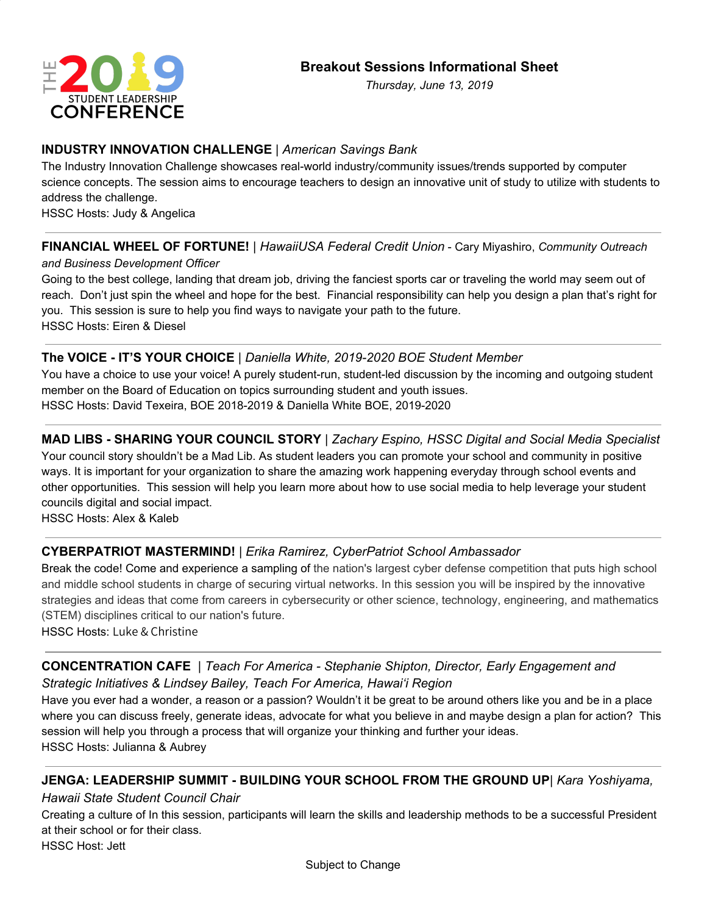THE 2019 STUDENT LEADERSHIP CONFERENCE

# Breakout Sessions Informational Sheet

*Thursday, June 13, 2019*

**INDUSTRY INNOVATION CHALLENGE** | *American Savings Bank*

The Industry Innovation Challenge showcases real-world industry/community issues/trends supported by computer science concepts. The session aims to encourage teachers to design an innovative unit of study to utilize with students to address the challenge.

HSSC Hosts: Judy & Angelica

---

**FINANCIAL WHEEL OF FORTUNE!** | *HawaiiUSA Federal Credit Union* - Cary Miyashiro, *Community Outreach and Business Development Officer*

Going to the best college, landing that dream job, driving the fanciest sports car or traveling the world may seem out of reach. Don't just spin the wheel and hope for the best. Financial responsibility can help you design a plan that's right for you. This session is sure to help you find ways to navigate your path to the future.

HSSC Hosts: Eiren & Diesel

---

**The VOICE - IT'S YOUR CHOICE** | *Daniella White, 2019-2020 BOE Student Member*

You have a choice to use your voice! A purely student-run, student-led discussion by the incoming and outgoing student member on the Board of Education on topics surrounding student and youth issues.

HSSC Hosts: David Texeira, BOE 2018-2019 & Daniella White BOE, 2019-2020

---

**MAD LIBS - SHARING YOUR COUNCIL STORY** | *Zachary Espino, HSSC Digital and Social Media Specialist*

Your council story shouldn't be a Mad Lib. As student leaders you can promote your school and community in positive ways. It is important for your organization to share the amazing work happening everyday through school events and other opportunities. This session will help you learn more about how to use social media to help leverage your student councils digital and social impact.

HSSC Hosts: Alex & Kaleb

---

**CYBERPATRIOT MASTERMIND!** | *Erika Ramirez, CyberPatriot School Ambassador*

Break the code! Come and experience a sampling of the nation's largest cyber defense competition that puts high school and middle school students in charge of securing virtual networks. In this session you will be inspired by the innovative strategies and ideas that come from careers in cybersecurity or other science, technology, engineering, and mathematics (STEM) disciplines critical to our nation's future.

HSSC Hosts: Luke & Christine

---

**CONCENTRATION CAFE** | *Teach For America - Stephanie Shipton, Director, Early Engagement and Strategic Initiatives & Lindsey Bailey, Teach For America, Hawai'i Region*

Have you ever had a wonder, a reason or a passion? Wouldn't it be great to be around others like you and be in a place where you can discuss freely, generate ideas, advocate for what you believe in and maybe design a plan for action? This session will help you through a process that will organize your thinking and further your ideas.

HSSC Hosts: Julianna & Aubrey

---

**JENGA: LEADERSHIP SUMMIT - BUILDING YOUR SCHOOL FROM THE GROUND UP**| *Kara Yoshiyama, Hawaii State Student Council Chair*

Creating a culture of In this session, participants will learn the skills and leadership methods to be a successful President at their school or for their class.

HSSC Host: Jett

Subject to Change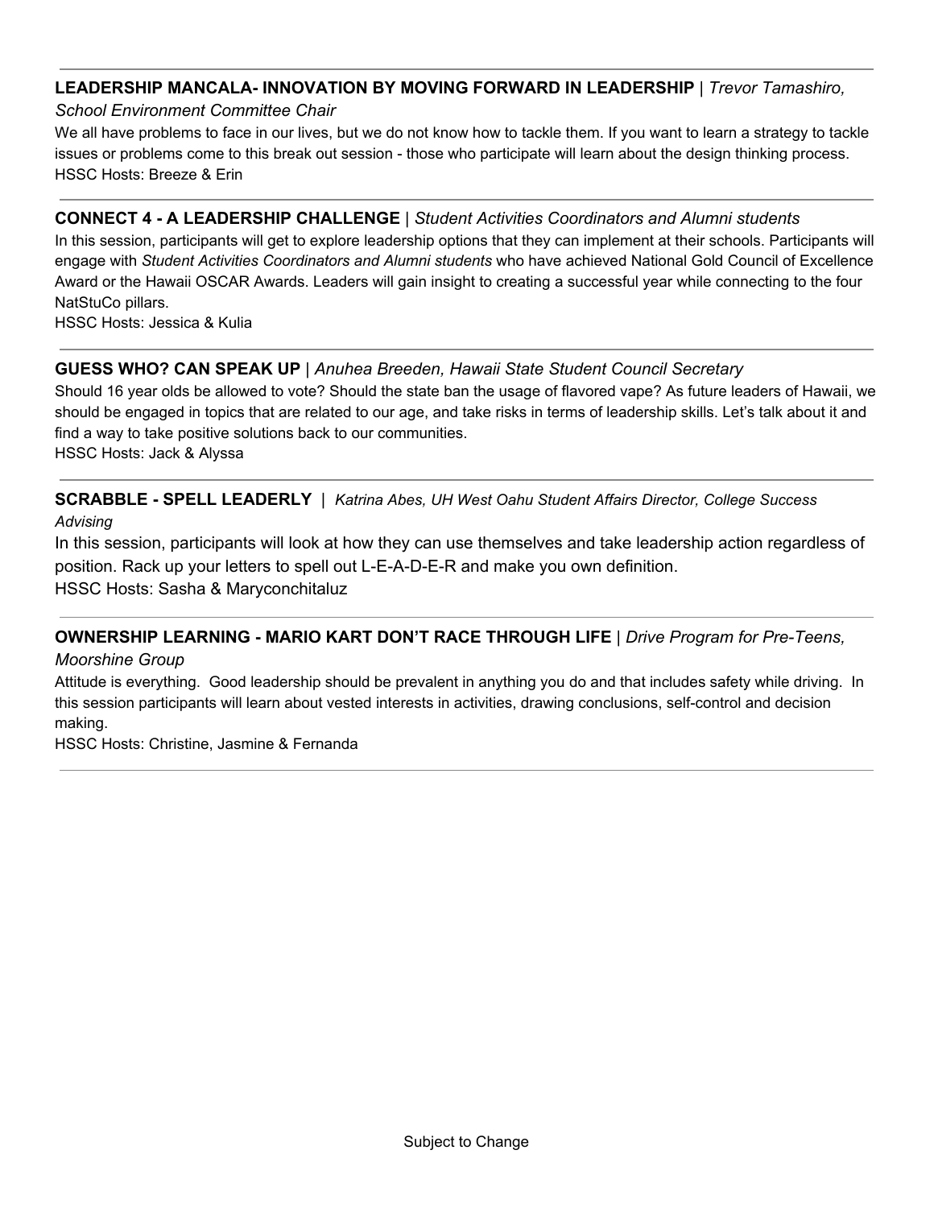---

**LEADERSHIP MANCALA- INNOVATION BY MOVING FORWARD IN LEADERSHIP** | *Trevor Tamashiro, School Environment Committee Chair*

We all have problems to face in our lives, but we do not know how to tackle them. If you want to learn a strategy to tackle issues or problems come to this break out session - those who participate will learn about the design thinking process.

HSSC Hosts: Breeze & Erin

---

**CONNECT 4 - A LEADERSHIP CHALLENGE** | *Student Activities Coordinators and Alumni students*

In this session, participants will get to explore leadership options that they can implement at their schools. Participants will engage with *Student Activities Coordinators and Alumni students* who have achieved National Gold Council of Excellence Award or the Hawaii OSCAR Awards. Leaders will gain insight to creating a successful year while connecting to the four NatStuCo pillars.

HSSC Hosts: Jessica & Kulia

---

**GUESS WHO? CAN SPEAK UP** | *Anuhea Breeden, Hawaii State Student Council Secretary*

Should 16 year olds be allowed to vote? Should the state ban the usage of flavored vape? As future leaders of Hawaii, we should be engaged in topics that are related to our age, and take risks in terms of leadership skills. Let's talk about it and find a way to take positive solutions back to our communities.

HSSC Hosts: Jack & Alyssa

---

**SCRABBLE - SPELL LEADERLY** | *Katrina Abes, UH West Oahu Student Affairs Director, College Success Advising*

In this session, participants will look at how they can use themselves and take leadership action regardless of position. Rack up your letters to spell out L-E-A-D-E-R and make you own definition.

HSSC Hosts: Sasha & Maryconchitaluz

---

**OWNERSHIP LEARNING - MARIO KART DON'T RACE THROUGH LIFE** | *Drive Program for Pre-Teens, Moorshine Group*

Attitude is everything. Good leadership should be prevalent in anything you do and that includes safety while driving. In this session participants will learn about vested interests in activities, drawing conclusions, self-control and decision making.

HSSC Hosts: Christine, Jasmine & Fernanda

---

Subject to Change